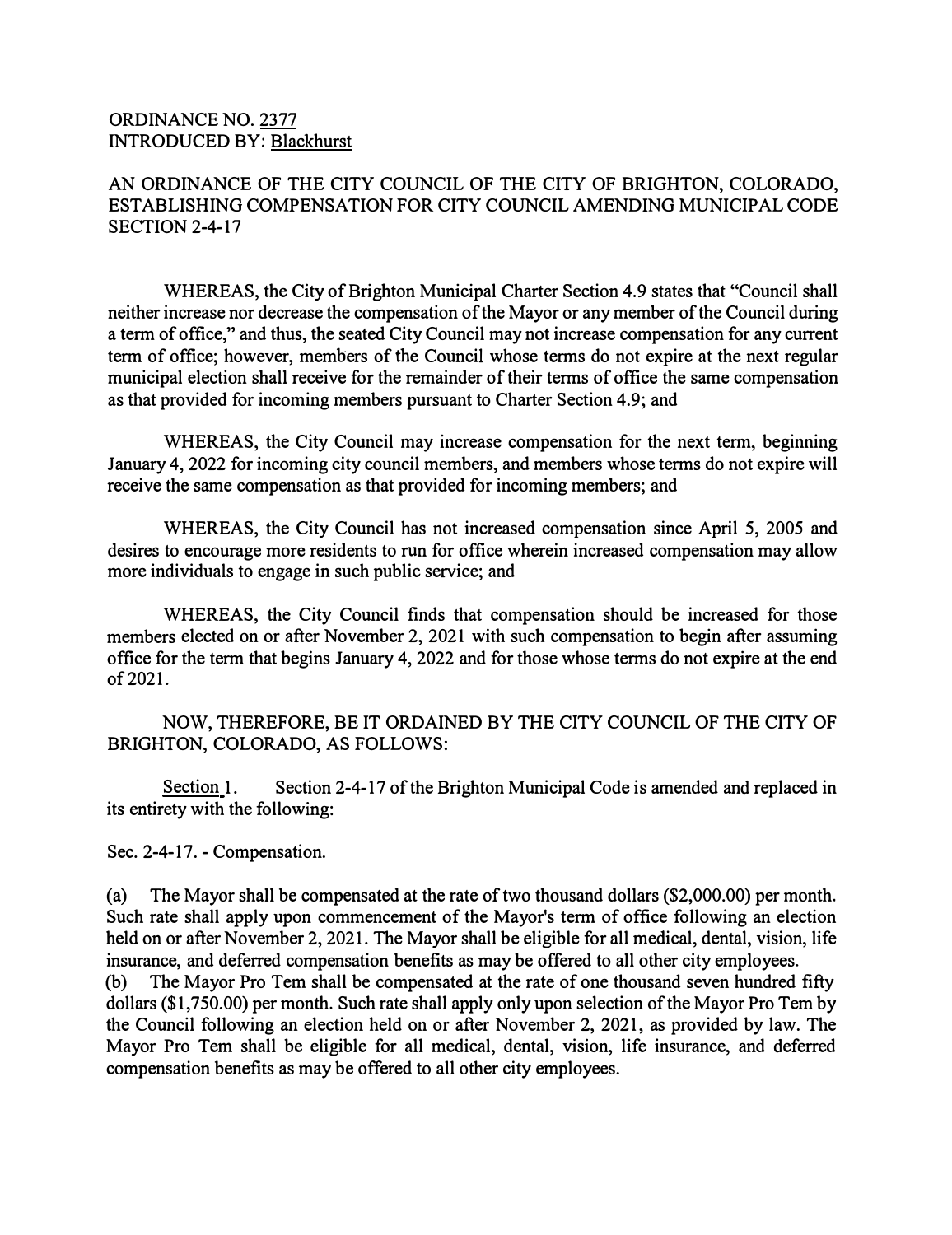ORDINANCE NO. 2377
INTRODUCED BY: Blackhurst

AN ORDINANCE OF THE CITY COUNCIL OF THE CITY OF BRIGHTON, COLORADO, ESTABLISHING COMPENSATION FOR CITY COUNCIL AMENDING MUNICIPAL CODE SECTION 2-4-17

WHEREAS, the City of Brighton Municipal Charter Section 4.9 states that "Council shall neither increase nor decrease the compensation of the Mayor or any member of the Council during a term of office," and thus, the seated City Council may not increase compensation for any current term of office; however, members of the Council whose terms do not expire at the next regular municipal election shall receive for the remainder of their terms of office the same compensation as that provided for incoming members pursuant to Charter Section 4.9; and

WHEREAS, the City Council may increase compensation for the next term, beginning January 4, 2022 for incoming city council members, and members whose terms do not expire will receive the same compensation as that provided for incoming members; and

WHEREAS, the City Council has not increased compensation since April 5, 2005 and desires to encourage more residents to run for office wherein increased compensation may allow more individuals to engage in such public service; and

WHEREAS, the City Council finds that compensation should be increased for those members elected on or after November 2, 2021 with such compensation to begin after assuming office for the term that begins January 4, 2022 and for those whose terms do not expire at the end of 2021.

NOW, THEREFORE, BE IT ORDAINED BY THE CITY COUNCIL OF THE CITY OF BRIGHTON, COLORADO, AS FOLLOWS:

Section 1. Section 2-4-17 of the Brighton Municipal Code is amended and replaced in its entirety with the following:

Sec. 2-4-17. - Compensation.

(a) The Mayor shall be compensated at the rate of two thousand dollars ($2,000.00) per month. Such rate shall apply upon commencement of the Mayor's term of office following an election held on or after November 2, 2021. The Mayor shall be eligible for all medical, dental, vision, life insurance, and deferred compensation benefits as may be offered to all other city employees.

(b) The Mayor Pro Tem shall be compensated at the rate of one thousand seven hundred fifty dollars ($1,750.00) per month. Such rate shall apply only upon selection of the Mayor Pro Tem by the Council following an election held on or after November 2, 2021, as provided by law. The Mayor Pro Tem shall be eligible for all medical, dental, vision, life insurance, and deferred compensation benefits as may be offered to all other city employees.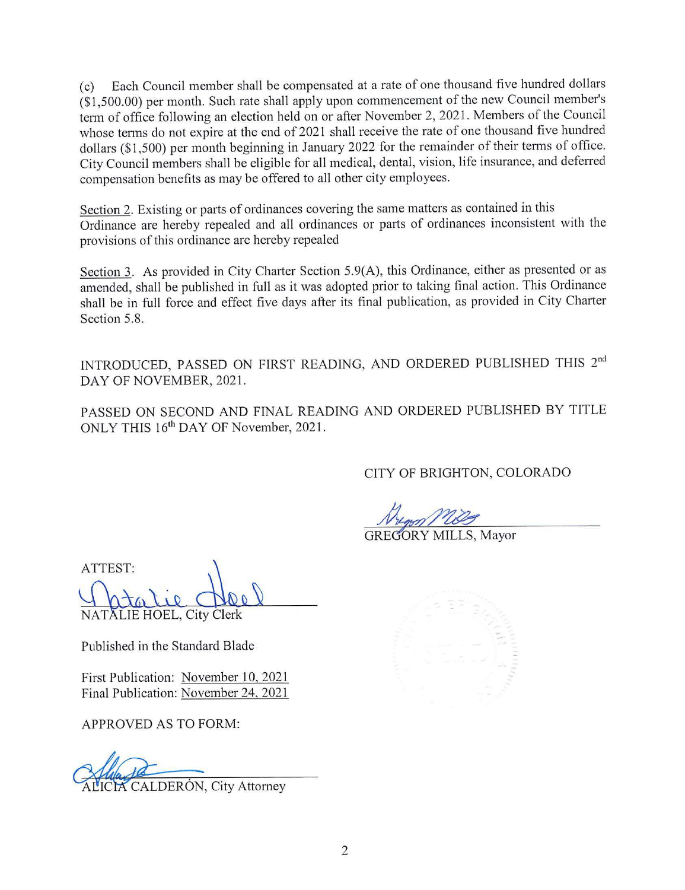(c) Each Council member shall be compensated at a rate of one thousand five hundred dollars ($1,500.00) per month. Such rate shall apply upon commencement of the new Council member's term of office following an election held on or after November 2, 2021. Members of the Council whose terms do not expire at the end of 2021 shall receive the rate of one thousand five hundred dollars ($1,500) per month beginning in January 2022 for the remainder of their terms of office. City Council members shall be eligible for all medical, dental, vision, life insurance, and deferred compensation benefits as may be offered to all other city employees.

<u>Section 2</u>. Existing or parts of ordinances covering the same matters as contained in this Ordinance are hereby repealed and all ordinances or parts of ordinances inconsistent with the provisions of this ordinance are hereby repealed

<u>Section 3</u>. As provided in City Charter Section 5.9(A), this Ordinance, either as presented or as amended, shall be published in full as it was adopted prior to taking final action. This Ordinance shall be in full force and effect five days after its final publication, as provided in City Charter Section 5.8.

INTRODUCED, PASSED ON FIRST READING, AND ORDERED PUBLISHED THIS 2nd DAY OF NOVEMBER, 2021.

PASSED ON SECOND AND FINAL READING AND ORDERED PUBLISHED BY TITLE ONLY THIS 16th DAY OF November, 2021.

CITY OF BRIGHTON, COLORADO

GREGORY MILLS, Mayor

ATTEST:

NATALIE HOEL, City Clerk

Published in the Standard Blade

First Publication: <u>November 10, 2021</u>
Final Publication: <u>November 24, 2021</u>

APPROVED AS TO FORM:

ALICIA CALDERÓN, City Attorney